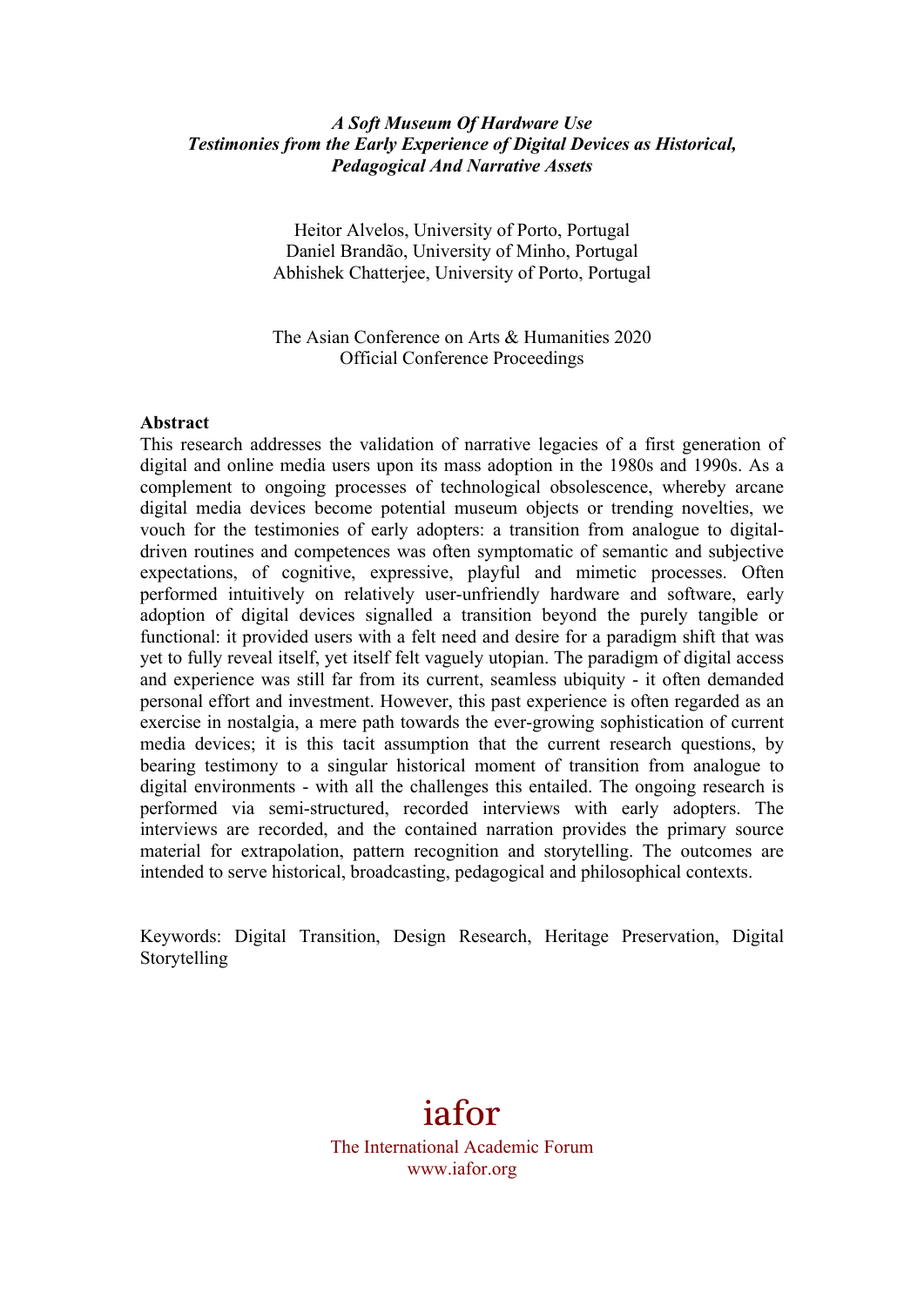***A Soft Museum Of Hardware Use***
***Testimonies from the Early Experience of Digital Devices as Historical, Pedagogical And Narrative Assets***

Heitor Alvelos, University of Porto, Portugal
Daniel Brandão, University of Minho, Portugal
Abhishek Chatterjee, University of Porto, Portugal

The Asian Conference on Arts & Humanities 2020
Official Conference Proceedings

**Abstract**

This research addresses the validation of narrative legacies of a first generation of digital and online media users upon its mass adoption in the 1980s and 1990s. As a complement to ongoing processes of technological obsolescence, whereby arcane digital media devices become potential museum objects or trending novelties, we vouch for the testimonies of early adopters: a transition from analogue to digital-driven routines and competences was often symptomatic of semantic and subjective expectations, of cognitive, expressive, playful and mimetic processes. Often performed intuitively on relatively user-unfriendly hardware and software, early adoption of digital devices signalled a transition beyond the purely tangible or functional: it provided users with a felt need and desire for a paradigm shift that was yet to fully reveal itself, yet itself felt vaguely utopian. The paradigm of digital access and experience was still far from its current, seamless ubiquity - it often demanded personal effort and investment. However, this past experience is often regarded as an exercise in nostalgia, a mere path towards the ever-growing sophistication of current media devices; it is this tacit assumption that the current research questions, by bearing testimony to a singular historical moment of transition from analogue to digital environments - with all the challenges this entailed. The ongoing research is performed via semi-structured, recorded interviews with early adopters. The interviews are recorded, and the contained narration provides the primary source material for extrapolation, pattern recognition and storytelling. The outcomes are intended to serve historical, broadcasting, pedagogical and philosophical contexts.

Keywords: Digital Transition, Design Research, Heritage Preservation, Digital Storytelling

iafor
The International Academic Forum
www.iafor.org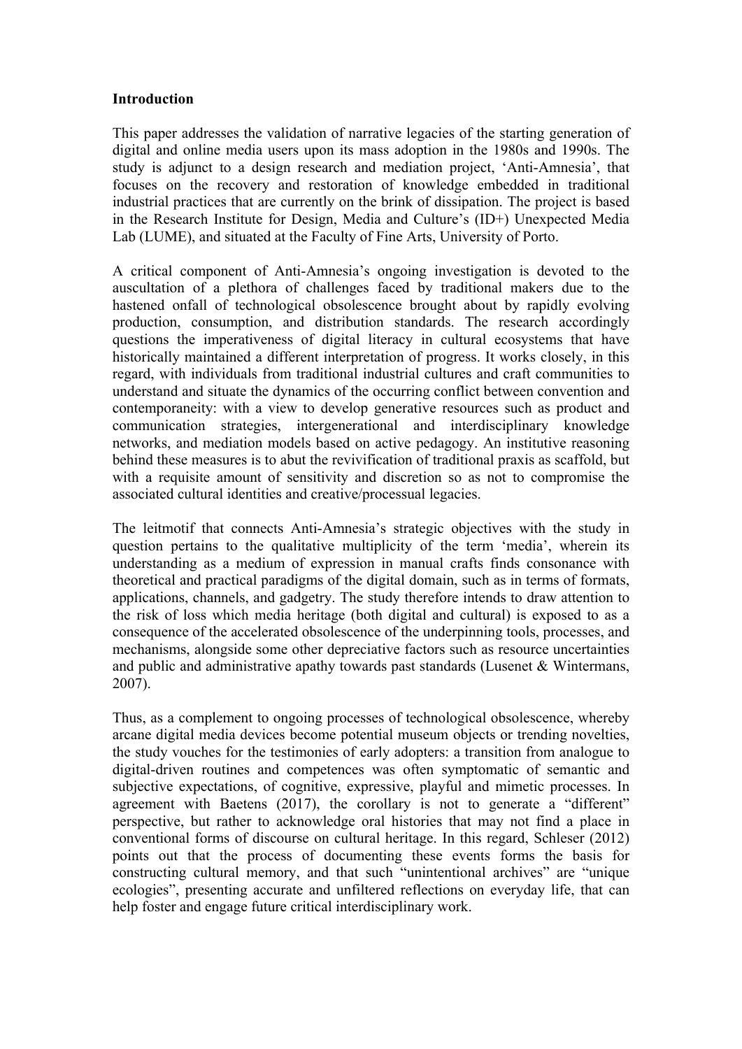**Introduction**

This paper addresses the validation of narrative legacies of the starting generation of digital and online media users upon its mass adoption in the 1980s and 1990s. The study is adjunct to a design research and mediation project, 'Anti-Amnesia', that focuses on the recovery and restoration of knowledge embedded in traditional industrial practices that are currently on the brink of dissipation. The project is based in the Research Institute for Design, Media and Culture's (ID+) Unexpected Media Lab (LUME), and situated at the Faculty of Fine Arts, University of Porto.

A critical component of Anti-Amnesia's ongoing investigation is devoted to the auscultation of a plethora of challenges faced by traditional makers due to the hastened onfall of technological obsolescence brought about by rapidly evolving production, consumption, and distribution standards. The research accordingly questions the imperativeness of digital literacy in cultural ecosystems that have historically maintained a different interpretation of progress. It works closely, in this regard, with individuals from traditional industrial cultures and craft communities to understand and situate the dynamics of the occurring conflict between convention and contemporaneity: with a view to develop generative resources such as product and communication strategies, intergenerational and interdisciplinary knowledge networks, and mediation models based on active pedagogy. An institutive reasoning behind these measures is to abut the revivification of traditional praxis as scaffold, but with a requisite amount of sensitivity and discretion so as not to compromise the associated cultural identities and creative/processual legacies.

The leitmotif that connects Anti-Amnesia's strategic objectives with the study in question pertains to the qualitative multiplicity of the term 'media', wherein its understanding as a medium of expression in manual crafts finds consonance with theoretical and practical paradigms of the digital domain, such as in terms of formats, applications, channels, and gadgetry. The study therefore intends to draw attention to the risk of loss which media heritage (both digital and cultural) is exposed to as a consequence of the accelerated obsolescence of the underpinning tools, processes, and mechanisms, alongside some other depreciative factors such as resource uncertainties and public and administrative apathy towards past standards (Lusenet & Wintermans, 2007).

Thus, as a complement to ongoing processes of technological obsolescence, whereby arcane digital media devices become potential museum objects or trending novelties, the study vouches for the testimonies of early adopters: a transition from analogue to digital-driven routines and competences was often symptomatic of semantic and subjective expectations, of cognitive, expressive, playful and mimetic processes. In agreement with Baetens (2017), the corollary is not to generate a "different" perspective, but rather to acknowledge oral histories that may not find a place in conventional forms of discourse on cultural heritage. In this regard, Schleser (2012) points out that the process of documenting these events forms the basis for constructing cultural memory, and that such "unintentional archives" are "unique ecologies", presenting accurate and unfiltered reflections on everyday life, that can help foster and engage future critical interdisciplinary work.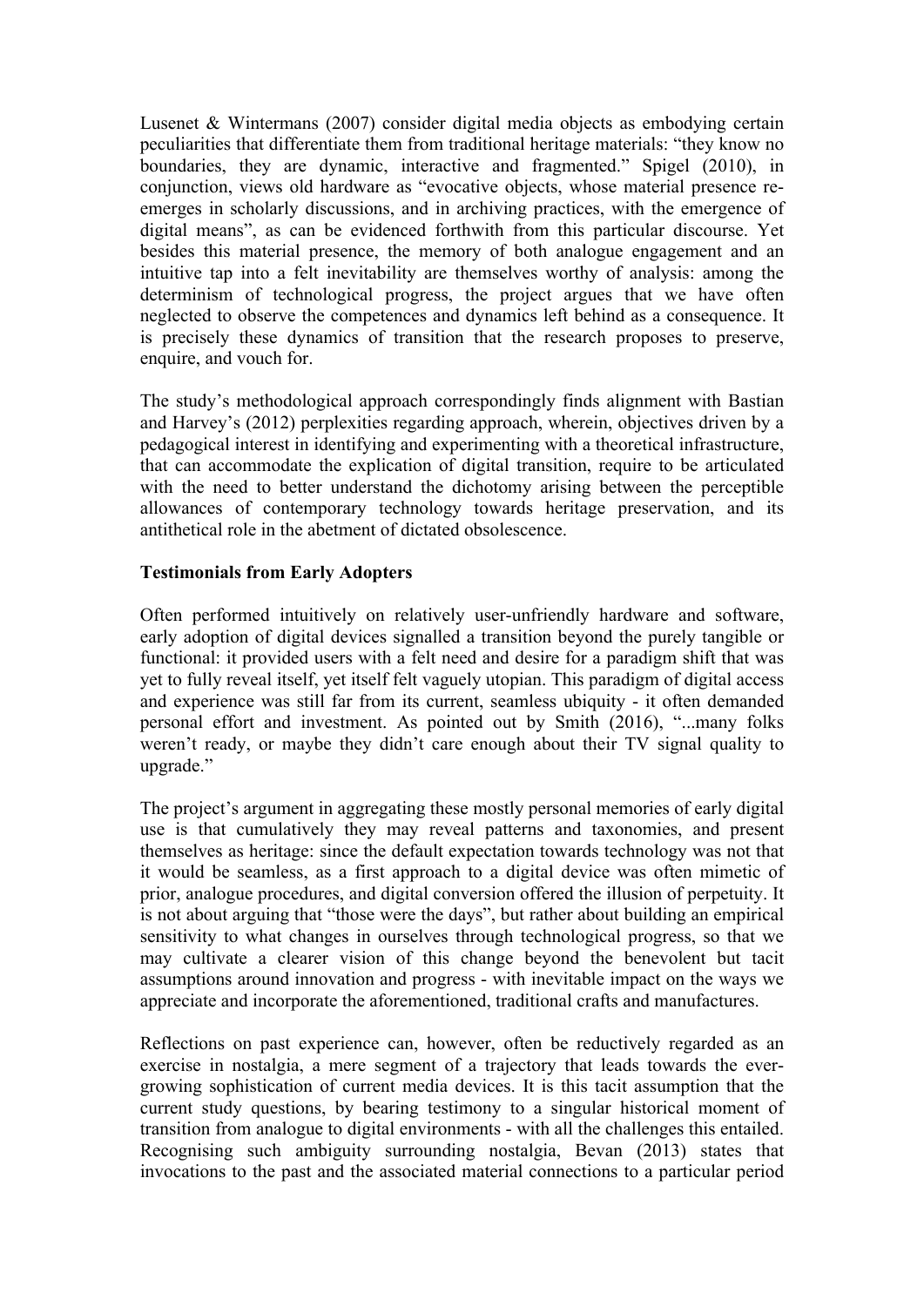Lusenet & Wintermans (2007) consider digital media objects as embodying certain peculiarities that differentiate them from traditional heritage materials: "they know no boundaries, they are dynamic, interactive and fragmented." Spigel (2010), in conjunction, views old hardware as "evocative objects, whose material presence re-emerges in scholarly discussions, and in archiving practices, with the emergence of digital means", as can be evidenced forthwith from this particular discourse. Yet besides this material presence, the memory of both analogue engagement and an intuitive tap into a felt inevitability are themselves worthy of analysis: among the determinism of technological progress, the project argues that we have often neglected to observe the competences and dynamics left behind as a consequence. It is precisely these dynamics of transition that the research proposes to preserve, enquire, and vouch for.

The study's methodological approach correspondingly finds alignment with Bastian and Harvey's (2012) perplexities regarding approach, wherein, objectives driven by a pedagogical interest in identifying and experimenting with a theoretical infrastructure, that can accommodate the explication of digital transition, require to be articulated with the need to better understand the dichotomy arising between the perceptible allowances of contemporary technology towards heritage preservation, and its antithetical role in the abetment of dictated obsolescence.

**Testimonials from Early Adopters**

Often performed intuitively on relatively user-unfriendly hardware and software, early adoption of digital devices signalled a transition beyond the purely tangible or functional: it provided users with a felt need and desire for a paradigm shift that was yet to fully reveal itself, yet itself felt vaguely utopian. This paradigm of digital access and experience was still far from its current, seamless ubiquity - it often demanded personal effort and investment. As pointed out by Smith (2016), "...many folks weren't ready, or maybe they didn't care enough about their TV signal quality to upgrade."

The project's argument in aggregating these mostly personal memories of early digital use is that cumulatively they may reveal patterns and taxonomies, and present themselves as heritage: since the default expectation towards technology was not that it would be seamless, as a first approach to a digital device was often mimetic of prior, analogue procedures, and digital conversion offered the illusion of perpetuity. It is not about arguing that "those were the days", but rather about building an empirical sensitivity to what changes in ourselves through technological progress, so that we may cultivate a clearer vision of this change beyond the benevolent but tacit assumptions around innovation and progress - with inevitable impact on the ways we appreciate and incorporate the aforementioned, traditional crafts and manufactures.

Reflections on past experience can, however, often be reductively regarded as an exercise in nostalgia, a mere segment of a trajectory that leads towards the ever-growing sophistication of current media devices. It is this tacit assumption that the current study questions, by bearing testimony to a singular historical moment of transition from analogue to digital environments - with all the challenges this entailed. Recognising such ambiguity surrounding nostalgia, Bevan (2013) states that invocations to the past and the associated material connections to a particular period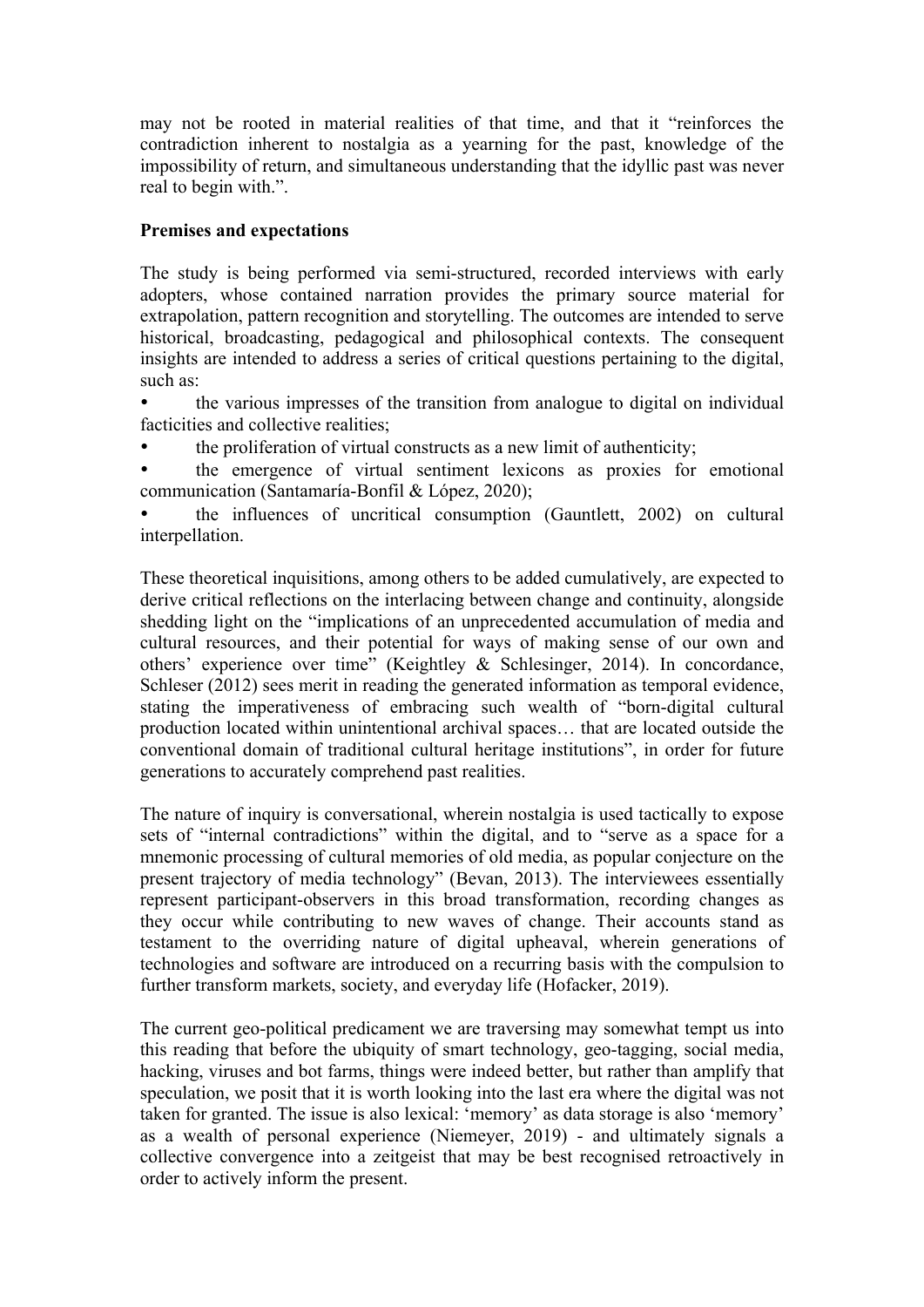may not be rooted in material realities of that time, and that it "reinforces the contradiction inherent to nostalgia as a yearning for the past, knowledge of the impossibility of return, and simultaneous understanding that the idyllic past was never real to begin with.".

**Premises and expectations**

The study is being performed via semi-structured, recorded interviews with early adopters, whose contained narration provides the primary source material for extrapolation, pattern recognition and storytelling. The outcomes are intended to serve historical, broadcasting, pedagogical and philosophical contexts. The consequent insights are intended to address a series of critical questions pertaining to the digital, such as:

- the various impresses of the transition from analogue to digital on individual facticities and collective realities;
- the proliferation of virtual constructs as a new limit of authenticity;
- the emergence of virtual sentiment lexicons as proxies for emotional communication (Santamaría-Bonfil & López, 2020);
- the influences of uncritical consumption (Gauntlett, 2002) on cultural interpellation.

These theoretical inquisitions, among others to be added cumulatively, are expected to derive critical reflections on the interlacing between change and continuity, alongside shedding light on the "implications of an unprecedented accumulation of media and cultural resources, and their potential for ways of making sense of our own and others' experience over time" (Keightley & Schlesinger, 2014). In concordance, Schleser (2012) sees merit in reading the generated information as temporal evidence, stating the imperativeness of embracing such wealth of "born-digital cultural production located within unintentional archival spaces… that are located outside the conventional domain of traditional cultural heritage institutions", in order for future generations to accurately comprehend past realities.

The nature of inquiry is conversational, wherein nostalgia is used tactically to expose sets of "internal contradictions" within the digital, and to "serve as a space for a mnemonic processing of cultural memories of old media, as popular conjecture on the present trajectory of media technology" (Bevan, 2013). The interviewees essentially represent participant-observers in this broad transformation, recording changes as they occur while contributing to new waves of change. Their accounts stand as testament to the overriding nature of digital upheaval, wherein generations of technologies and software are introduced on a recurring basis with the compulsion to further transform markets, society, and everyday life (Hofacker, 2019).

The current geo-political predicament we are traversing may somewhat tempt us into this reading that before the ubiquity of smart technology, geo-tagging, social media, hacking, viruses and bot farms, things were indeed better, but rather than amplify that speculation, we posit that it is worth looking into the last era where the digital was not taken for granted. The issue is also lexical: 'memory' as data storage is also 'memory' as a wealth of personal experience (Niemeyer, 2019) - and ultimately signals a collective convergence into a zeitgeist that may be best recognised retroactively in order to actively inform the present.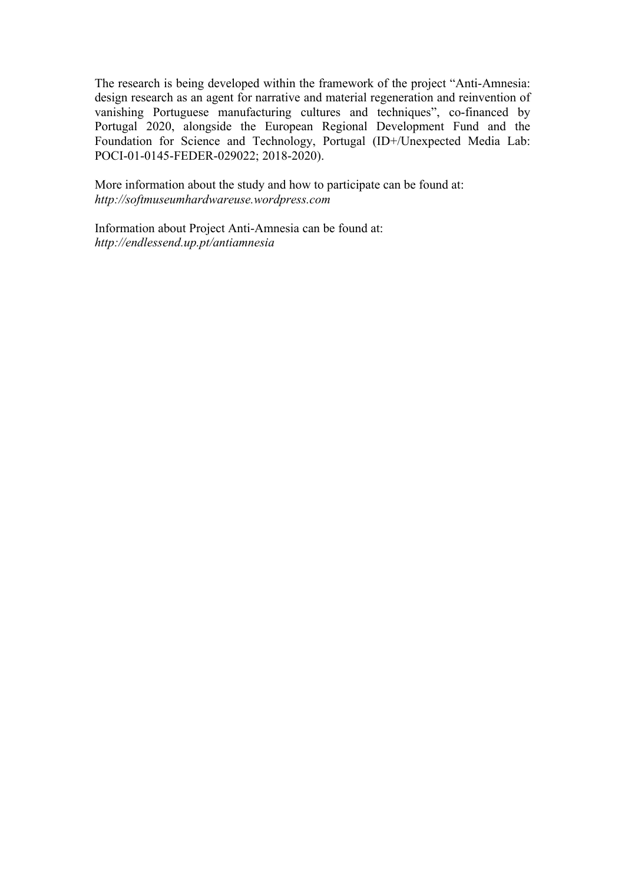The research is being developed within the framework of the project "Anti-Amnesia: design research as an agent for narrative and material regeneration and reinvention of vanishing Portuguese manufacturing cultures and techniques", co-financed by Portugal 2020, alongside the European Regional Development Fund and the Foundation for Science and Technology, Portugal (ID+/Unexpected Media Lab: POCI-01-0145-FEDER-029022; 2018-2020).

More information about the study and how to participate can be found at:
*http://softmuseumhardwareuse.wordpress.com*

Information about Project Anti-Amnesia can be found at:
*http://endlessend.up.pt/antiamnesia*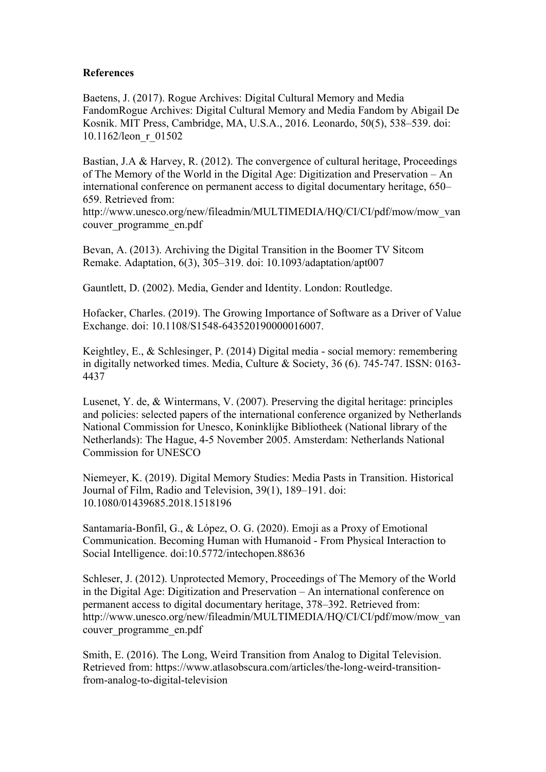**References**

Baetens, J. (2017). Rogue Archives: Digital Cultural Memory and Media FandomRogue Archives: Digital Cultural Memory and Media Fandom by Abigail De Kosnik. MIT Press, Cambridge, MA, U.S.A., 2016. Leonardo, 50(5), 538–539. doi: 10.1162/leon_r_01502

Bastian, J.A & Harvey, R. (2012). The convergence of cultural heritage, Proceedings of The Memory of the World in the Digital Age: Digitization and Preservation – An international conference on permanent access to digital documentary heritage, 650–659. Retrieved from: http://www.unesco.org/new/fileadmin/MULTIMEDIA/HQ/CI/CI/pdf/mow/mow_vancouver_programme_en.pdf

Bevan, A. (2013). Archiving the Digital Transition in the Boomer TV Sitcom Remake. Adaptation, 6(3), 305–319. doi: 10.1093/adaptation/apt007

Gauntlett, D. (2002). Media, Gender and Identity. London: Routledge.

Hofacker, Charles. (2019). The Growing Importance of Software as a Driver of Value Exchange. doi: 10.1108/S1548-643520190000016007.

Keightley, E., & Schlesinger, P. (2014) Digital media - social memory: remembering in digitally networked times. Media, Culture & Society, 36 (6). 745-747. ISSN: 0163-4437

Lusenet, Y. de, & Wintermans, V. (2007). Preserving the digital heritage: principles and policies: selected papers of the international conference organized by Netherlands National Commission for Unesco, Koninklijke Bibliotheek (National library of the Netherlands): The Hague, 4-5 November 2005. Amsterdam: Netherlands National Commission for UNESCO

Niemeyer, K. (2019). Digital Memory Studies: Media Pasts in Transition. Historical Journal of Film, Radio and Television, 39(1), 189–191. doi: 10.1080/01439685.2018.1518196

Santamaría-Bonfil, G., & López, O. G. (2020). Emoji as a Proxy of Emotional Communication. Becoming Human with Humanoid - From Physical Interaction to Social Intelligence. doi:10.5772/intechopen.88636

Schleser, J. (2012). Unprotected Memory, Proceedings of The Memory of the World in the Digital Age: Digitization and Preservation – An international conference on permanent access to digital documentary heritage, 378–392. Retrieved from: http://www.unesco.org/new/fileadmin/MULTIMEDIA/HQ/CI/CI/pdf/mow/mow_vancouver_programme_en.pdf

Smith, E. (2016). The Long, Weird Transition from Analog to Digital Television. Retrieved from: https://www.atlasobscura.com/articles/the-long-weird-transition-from-analog-to-digital-television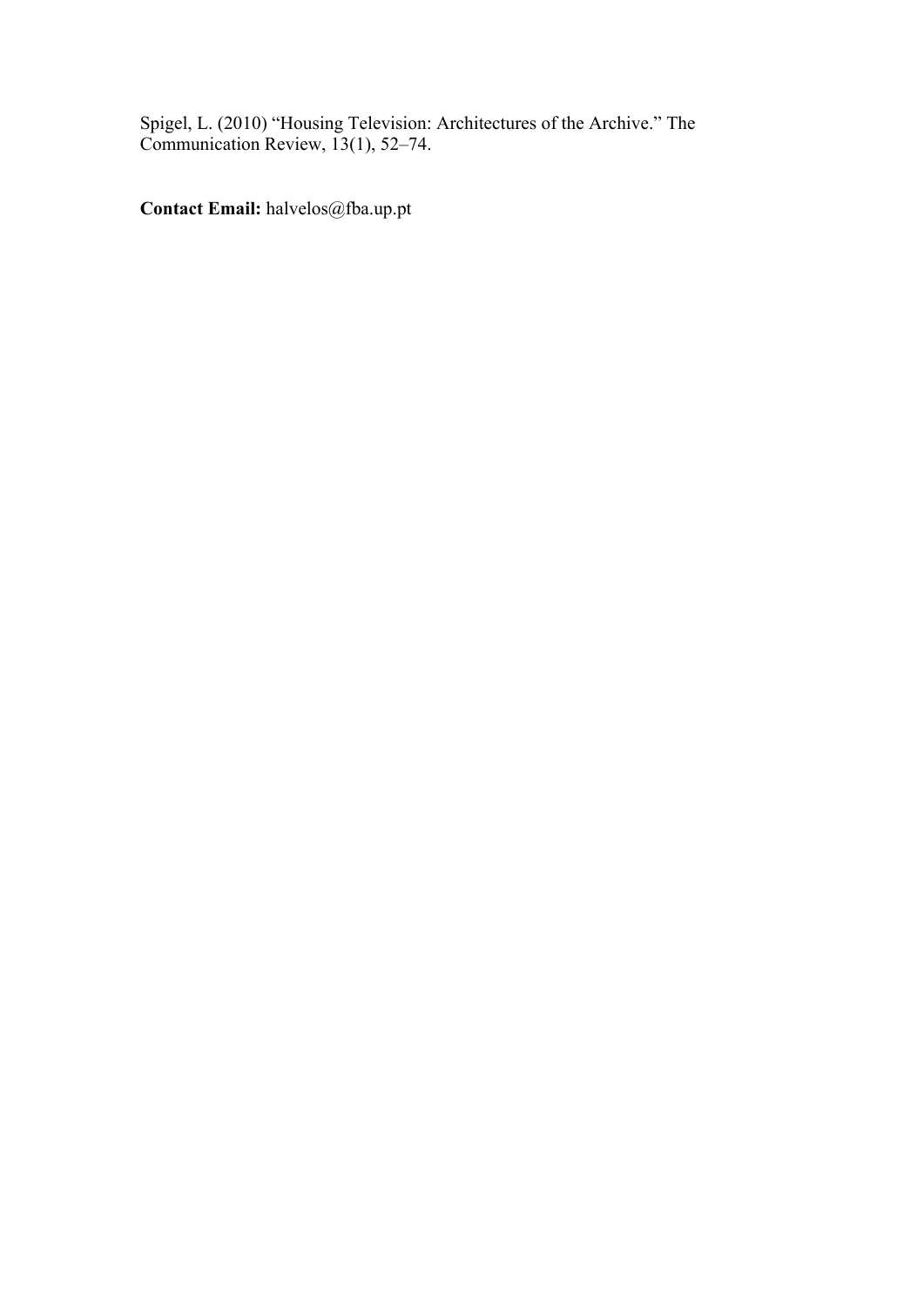Spigel, L. (2010) "Housing Television: Architectures of the Archive." The Communication Review, 13(1), 52–74.

**Contact Email:** halvelos@fba.up.pt